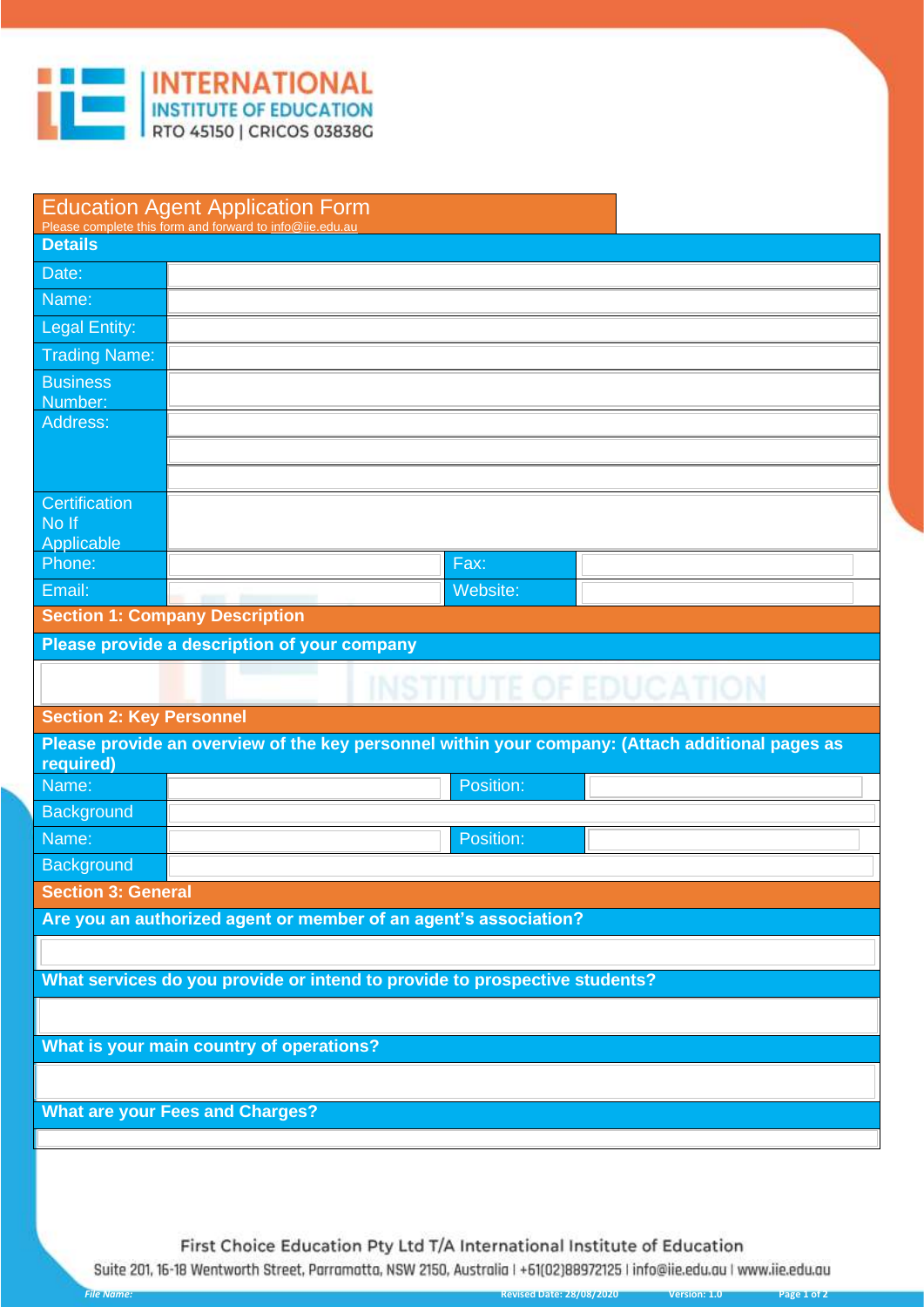INTERNATIONAL
INSTITUTE OF EDUCATION
RTO 45150 | CRICOS 03838G

# Education Agent Application Form

Please complete this form and forward to info@iie.edu.au

## Details

| | | | |
|---|---|---|---|
| Date: | | | |
| Name: | | | |
| Legal Entity: | | | |
| Trading Name: | | | |
| Business Number: | | | |
| Address: | | | |
| Certification No If Applicable | | | |
| Phone: | | Fax: | |
| Email: | | Website: | |

## Section 1: Company Description

**Please provide a description of your company**

## Section 2: Key Personnel

**Please provide an overview of the key personnel within your company: (Attach additional pages as required)**

| | | | |
|---|---|---|---|
| Name: | | Position: | |
| Background | | | |
| Name: | | Position: | |
| Background | | | |

## Section 3: General

**Are you an authorized agent or member of an agent's association?**

**What services do you provide or intend to provide to prospective students?**

**What is your main country of operations?**

**What are your Fees and Charges?**

First Choice Education Pty Ltd T/A International Institute of Education

Suite 201, 16-18 Wentworth Street, Parramatta, NSW 2150, Australia | +61(02)88972125 | info@iie.edu.au | www.iie.edu.au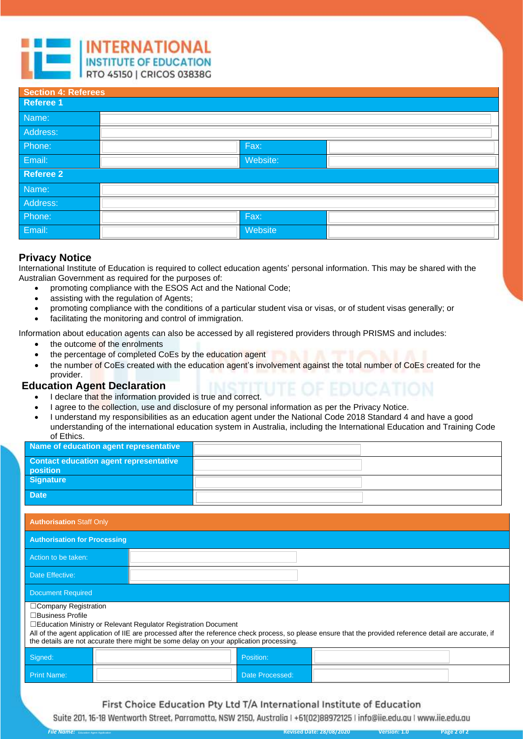| Section 4: Referees | | | |
|---|---|---|---|
| **Referee 1** | | | |
| Name: | | | |
| Address: | | | |
| Phone: | | Fax: | |
| Email: | | Website: | |
| **Referee 2** | | | |
| Name: | | | |
| Address: | | | |
| Phone: | | Fax: | |
| Email: | | Website | |

## Privacy Notice

International Institute of Education is required to collect education agents' personal information. This may be shared with the Australian Government as required for the purposes of:

- promoting compliance with the ESOS Act and the National Code;
- assisting with the regulation of Agents;
- promoting compliance with the conditions of a particular student visa or visas, or of student visas generally; or
- facilitating the monitoring and control of immigration.

Information about education agents can also be accessed by all registered providers through PRISMS and includes:

- the outcome of the enrolments
- the percentage of completed CoEs by the education agent
- the number of CoEs created with the education agent's involvement against the total number of CoEs created for the provider.

## Education Agent Declaration

- I declare that the information provided is true and correct.
- I agree to the collection, use and disclosure of my personal information as per the Privacy Notice.
- I understand my responsibilities as an education agent under the National Code 2018 Standard 4 and have a good understanding of the international education system in Australia, including the International Education and Training Code of Ethics.

| | |
|---|---|
| **Name of education agent representative** | |
| **Contact education agent representative position** | |
| **Signature** | |
| **Date** | |

| **Authorisation** Staff Only | | | |
|---|---|---|---|
| **Authorisation for Processing** | | | |
| Action to be taken: | | | |
| Date Effective: | | | |
| Document Required | | | |
| ☐Company Registration<br>☐Business Profile<br>☐Education Ministry or Relevant Regulator Registration Document<br>All of the agent application of IIE are processed after the reference check process, so please ensure that the provided reference detail are accurate, if the details are not accurate there might be some delay on your application processing. | | | |
| Signed: | | Position: | |
| Print Name: | | Date Processed: | |

First Choice Education Pty Ltd T/A International Institute of Education

Suite 201, 16-18 Wentworth Street, Parramatta, NSW 2150, Australia | +61(02)88972125 | info@iie.edu.au | www.iie.edu.au